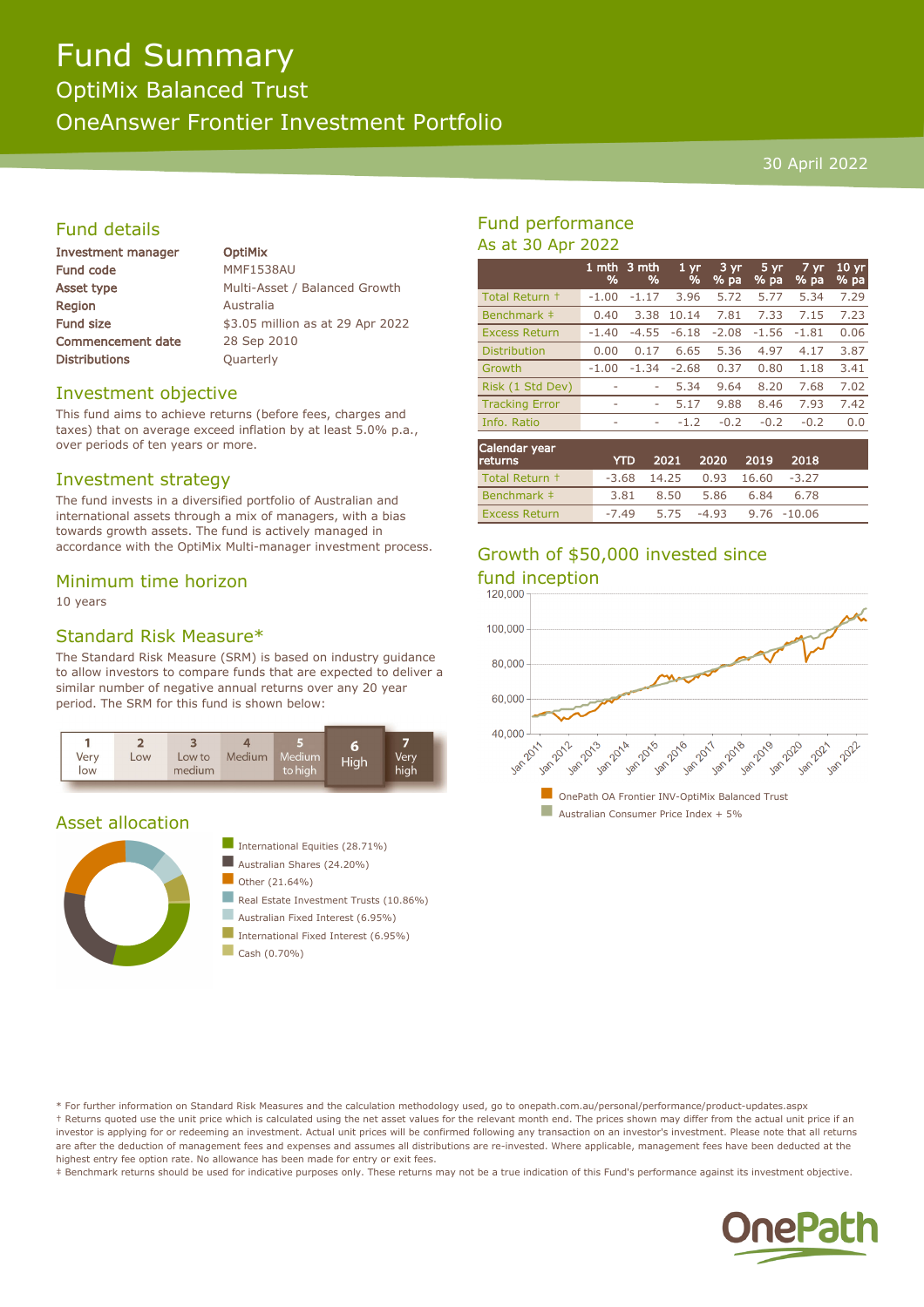# Fund Summary

## OptiMix Balanced Trust

## OneAnswer Frontier Investment Portfolio

30 April 2022

## Fund details

| | |
|---|---|
| **Investment manager** | **OptiMix** |
| **Fund code** | MMF1538AU |
| **Asset type** | Multi-Asset / Balanced Growth |
| **Region** | Australia |
| **Fund size** | $3.05 million as at 29 Apr 2022 |
| **Commencement date** | 28 Sep 2010 |
| **Distributions** | Quarterly |

## Investment objective

This fund aims to achieve returns (before fees, charges and taxes) that on average exceed inflation by at least 5.0% p.a., over periods of ten years or more.

## Investment strategy

The fund invests in a diversified portfolio of Australian and international assets through a mix of managers, with a bias towards growth assets. The fund is actively managed in accordance with the OptiMix Multi-manager investment process.

## Minimum time horizon

10 years

## Standard Risk Measure*

The Standard Risk Measure (SRM) is based on industry guidance to allow investors to compare funds that are expected to deliver a similar number of negative annual returns over any 20 year period. The SRM for this fund is shown below:

| 1 Very low | 2 Low | 3 Low to medium | 4 Medium | 5 Medium to high | **6 High** | 7 Very high |
|---|---|---|---|---|---|---|

## Asset allocation

- International Equities (28.71%)
- Australian Shares (24.20%)
- Other (21.64%)
- Real Estate Investment Trusts (10.86%)
- Australian Fixed Interest (6.95%)
- International Fixed Interest (6.95%)
- Cash (0.70%)

## Fund performance

As at 30 Apr 2022

| | 1 mth % | 3 mth % | 1 yr % | 3 yr % pa | 5 yr % pa | 7 yr % pa | 10 yr % pa |
|---|---|---|---|---|---|---|---|
| Total Return † | -1.00 | -1.17 | 3.96 | 5.72 | 5.77 | 5.34 | 7.29 |
| Benchmark ‡ | 0.40 | 3.38 | 10.14 | 7.81 | 7.33 | 7.15 | 7.23 |
| Excess Return | -1.40 | -4.55 | -6.18 | -2.08 | -1.56 | -1.81 | 0.06 |
| Distribution | 0.00 | 0.17 | 6.65 | 5.36 | 4.97 | 4.17 | 3.87 |
| Growth | -1.00 | -1.34 | -2.68 | 0.37 | 0.80 | 1.18 | 3.41 |
| Risk (1 Std Dev) | - | - | 5.34 | 9.64 | 8.20 | 7.68 | 7.02 |
| Tracking Error | - | - | 5.17 | 9.88 | 8.46 | 7.93 | 7.42 |
| Info. Ratio | - | - | -1.2 | -0.2 | -0.2 | -0.2 | 0.0 |

| Calendar year returns | YTD | 2021 | 2020 | 2019 | 2018 |
|---|---|---|---|---|---|
| Total Return † | -3.68 | 14.25 | 0.93 | 16.60 | -3.27 |
| Benchmark ‡ | 3.81 | 8.50 | 5.86 | 6.84 | 6.78 |
| Excess Return | -7.49 | 5.75 | -4.93 | 9.76 | -10.06 |

## Growth of $50,000 invested since fund inception

- OnePath OA Frontier INV-OptiMix Balanced Trust
- Australian Consumer Price Index + 5%

\* For further information on Standard Risk Measures and the calculation methodology used, go to onepath.com.au/personal/performance/product-updates.aspx

† Returns quoted use the unit price which is calculated using the net asset values for the relevant month end. The prices shown may differ from the actual unit price if an investor is applying for or redeeming an investment. Actual unit prices will be confirmed following any transaction on an investor's investment. Please note that all returns are after the deduction of management fees and expenses and assumes all distributions are re-invested. Where applicable, management fees have been deducted at the highest entry fee option rate. No allowance has been made for entry or exit fees.

‡ Benchmark returns should be used for indicative purposes only. These returns may not be a true indication of this Fund's performance against its investment objective.

OnePath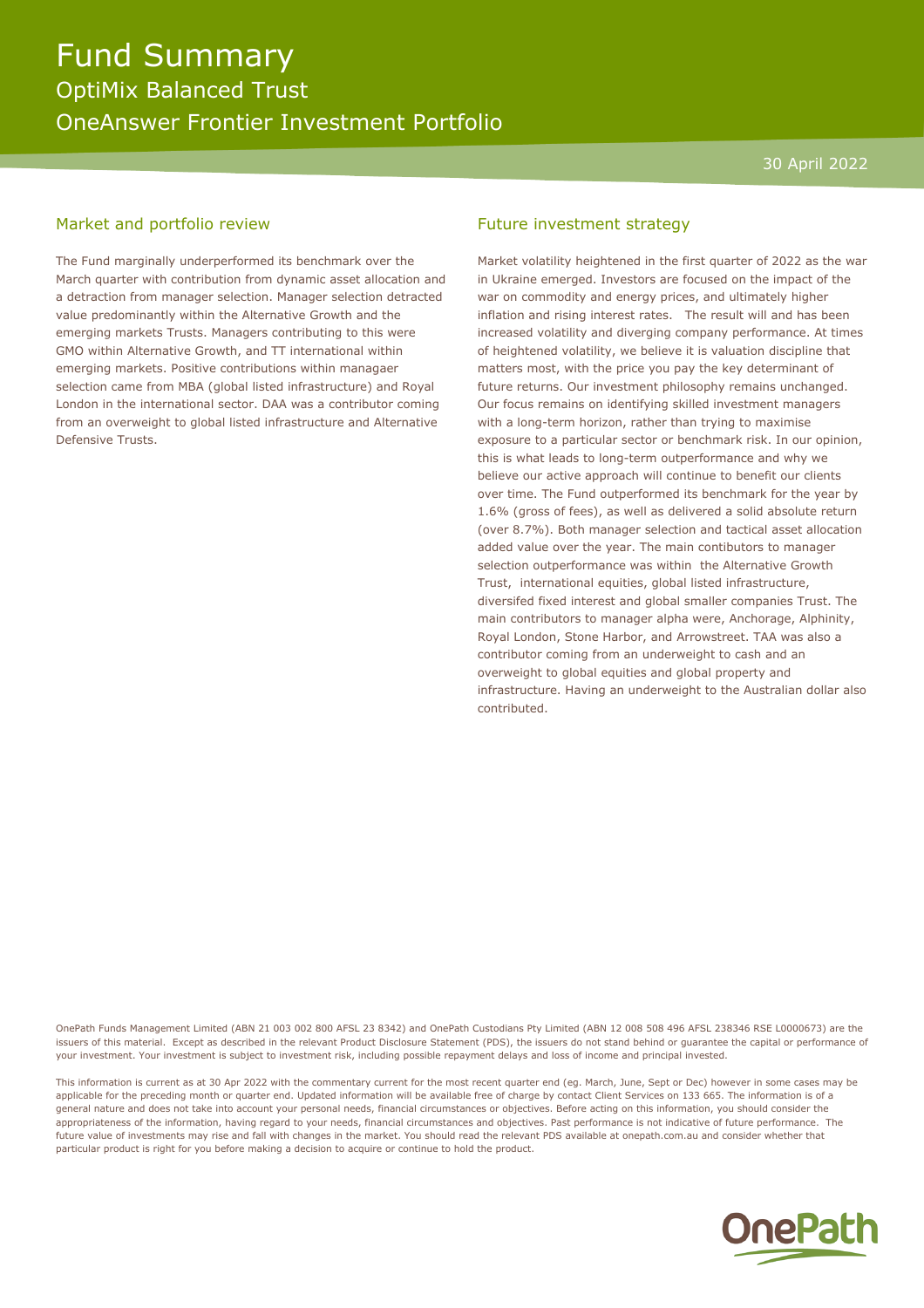# Fund Summary

## OptiMix Balanced Trust

## OneAnswer Frontier Investment Portfolio

30 April 2022

### Market and portfolio review

The Fund marginally underperformed its benchmark over the March quarter with contribution from dynamic asset allocation and a detraction from manager selection. Manager selection detracted value predominantly within the Alternative Growth and the emerging markets Trusts. Managers contributing to this were GMO within Alternative Growth, and TT international within emerging markets. Positive contributions within managaer selection came from MBA (global listed infrastructure) and Royal London in the international sector. DAA was a contributor coming from an overweight to global listed infrastructure and Alternative Defensive Trusts.

### Future investment strategy

Market volatility heightened in the first quarter of 2022 as the war in Ukraine emerged. Investors are focused on the impact of the war on commodity and energy prices, and ultimately higher inflation and rising interest rates. The result will and has been increased volatility and diverging company performance. At times of heightened volatility, we believe it is valuation discipline that matters most, with the price you pay the key determinant of future returns. Our investment philosophy remains unchanged. Our focus remains on identifying skilled investment managers with a long-term horizon, rather than trying to maximise exposure to a particular sector or benchmark risk. In our opinion, this is what leads to long-term outperformance and why we believe our active approach will continue to benefit our clients over time. The Fund outperformed its benchmark for the year by 1.6% (gross of fees), as well as delivered a solid absolute return (over 8.7%). Both manager selection and tactical asset allocation added value over the year. The main contibutors to manager selection outperformance was within the Alternative Growth Trust, international equities, global listed infrastructure, diversifed fixed interest and global smaller companies Trust. The main contributors to manager alpha were, Anchorage, Alphinity, Royal London, Stone Harbor, and Arrowstreet. TAA was also a contributor coming from an underweight to cash and an overweight to global equities and global property and infrastructure. Having an underweight to the Australian dollar also contributed.

OnePath Funds Management Limited (ABN 21 003 002 800 AFSL 23 8342) and OnePath Custodians Pty Limited (ABN 12 008 508 496 AFSL 238346 RSE L0000673) are the issuers of this material. Except as described in the relevant Product Disclosure Statement (PDS), the issuers do not stand behind or guarantee the capital or performance of your investment. Your investment is subject to investment risk, including possible repayment delays and loss of income and principal invested.

This information is current as at 30 Apr 2022 with the commentary current for the most recent quarter end (eg. March, June, Sept or Dec) however in some cases may be applicable for the preceding month or quarter end. Updated information will be available free of charge by contact Client Services on 133 665. The information is of a general nature and does not take into account your personal needs, financial circumstances or objectives. Before acting on this information, you should consider the appropriateness of the information, having regard to your needs, financial circumstances and objectives. Past performance is not indicative of future performance. The future value of investments may rise and fall with changes in the market. You should read the relevant PDS available at onepath.com.au and consider whether that particular product is right for you before making a decision to acquire or continue to hold the product.

OnePath